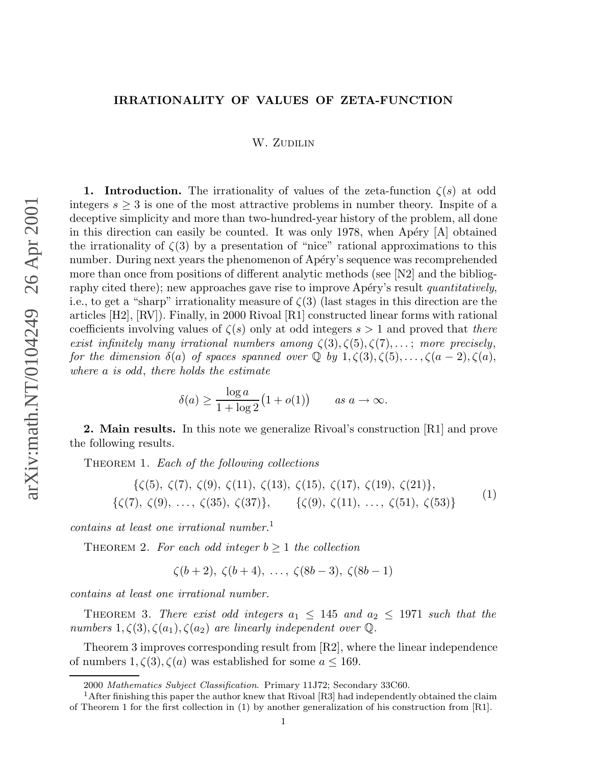# IRRATIONALITY OF VALUES OF ZETA-FUNCTION

W. Zudilin

**1. Introduction.** The irrationality of values of the zeta-function $\zeta(s)$ at odd integers $s \ge 3$ is one of the most attractive problems in number theory. Inspite of a deceptive simplicity and more than two-hundred-year history of the problem, all done in this direction can easily be counted. It was only 1978, when Apéry [A] obtained the irrationality of $\zeta(3)$ by a presentation of "nice" rational approximations to this number. During next years the phenomenon of Apéry's sequence was recomprehended more than once from positions of different analytic methods (see [N2] and the bibliography cited there); new approaches gave rise to improve Apéry's result *quantitatively*, i.e., to get a "sharp" irrationality measure of $\zeta(3)$ (last stages in this direction are the articles [H2], [RV]). Finally, in 2000 Rivoal [R1] constructed linear forms with rational coefficients involving values of $\zeta(s)$ only at odd integers $s > 1$ and proved that *there exist infinitely many irrational numbers among $\zeta(3), \zeta(5), \zeta(7), \dots$; more precisely, for the dimension $\delta(a)$ of spaces spanned over $\mathbb{Q}$ by $1, \zeta(3), \zeta(5), \dots, \zeta(a-2), \zeta(a)$, where $a$ is odd, there holds the estimate*

$$\delta(a) \ge \frac{\log a}{1+\log 2}\big(1+o(1)\big) \qquad \textit{as } a \to \infty.$$

**2. Main results.** In this note we generalize Rivoal's construction [R1] and prove the following results.

Theorem 1. *Each of the following collections*

$$\begin{gathered} \{\zeta(5),\ \zeta(7),\ \zeta(9),\ \zeta(11),\ \zeta(13),\ \zeta(15),\ \zeta(17),\ \zeta(19),\ \zeta(21)\}, \\ \{\zeta(7),\ \zeta(9),\ \dots,\ \zeta(35),\ \zeta(37)\}, \qquad \{\zeta(9),\ \zeta(11),\ \dots,\ \zeta(51),\ \zeta(53)\} \end{gathered} \tag{1}$$

*contains at least one irrational number.*[1]

Theorem 2. *For each odd integer $b \ge 1$ the collection*

$$\zeta(b+2),\ \zeta(b+4),\ \dots,\ \zeta(8b-3),\ \zeta(8b-1)$$

*contains at least one irrational number.*

Theorem 3. *There exist odd integers $a_1 \le 145$ and $a_2 \le 1971$ such that the numbers $1, \zeta(3), \zeta(a_1), \zeta(a_2)$ are linearly independent over $\mathbb{Q}$.*

Theorem 3 improves corresponding result from [R2], where the linear independence of numbers $1, \zeta(3), \zeta(a)$ was established for some $a \le 169$.

---

2000 *Mathematics Subject Classification*. Primary 11J72; Secondary 33C60.

[1] After finishing this paper the author knew that Rivoal [R3] had independently obtained the claim of Theorem 1 for the first collection in (1) by another generalization of his construction from [R1].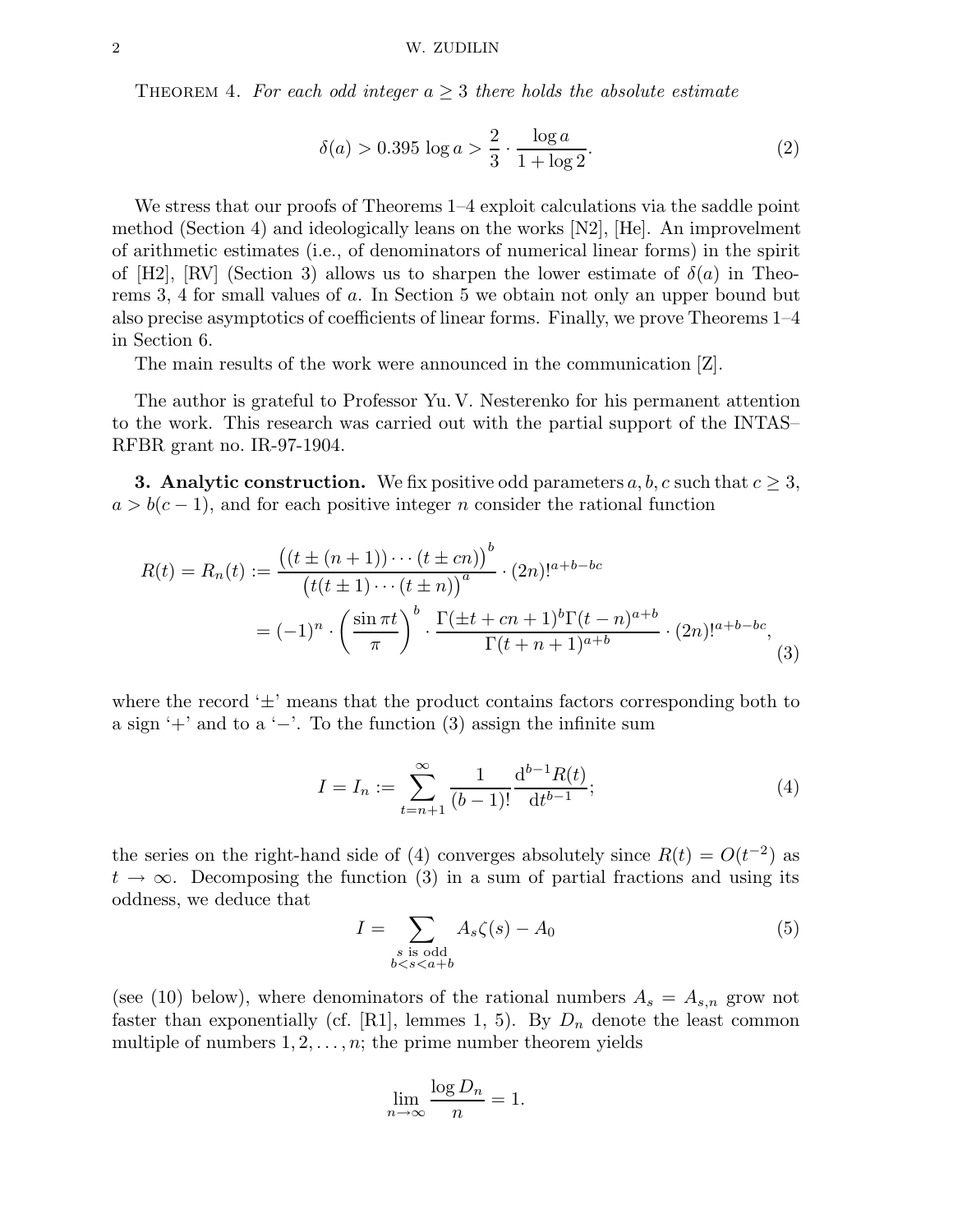Theorem 4. *For each odd integer $a \ge 3$ there holds the absolute estimate*

$$\delta(a) > 0.395 \log a > \frac{2}{3} \cdot \frac{\log a}{1+\log 2}. \tag{2}$$

We stress that our proofs of Theorems 1–4 exploit calculations via the saddle point method (Section 4) and ideologically leans on the works [N2], [He]. An improvelment of arithmetic estimates (i.e., of denominators of numerical linear forms) in the spirit of [H2], [RV] (Section 3) allows us to sharpen the lower estimate of $\delta(a)$ in Theorems 3, 4 for small values of $a$. In Section 5 we obtain not only an upper bound but also precise asymptotics of coefficients of linear forms. Finally, we prove Theorems 1–4 in Section 6.

The main results of the work were announced in the communication [Z].

The author is grateful to Professor Yu. V. Nesterenko for his permanent attention to the work. This research was carried out with the partial support of the INTAS–RFBR grant no. IR-97-1904.

**3. Analytic construction.** We fix positive odd parameters $a, b, c$ such that $c \ge 3$, $a > b(c-1)$, and for each positive integer $n$ consider the rational function

$$\begin{aligned} R(t) = R_n(t) &:= \frac{\big((t \pm (n+1)) \cdots (t \pm cn)\big)^b}{\big(t(t\pm 1)\cdots(t\pm n)\big)^a} \cdot (2n)!^{a+b-bc} \\ &= (-1)^n \cdot \left(\frac{\sin \pi t}{\pi}\right)^b \cdot \frac{\Gamma(\pm t + cn + 1)^b \Gamma(t-n)^{a+b}}{\Gamma(t+n+1)^{a+b}} \cdot (2n)!^{a+b-bc}, \end{aligned} \tag{3}$$

where the record '$\pm$' means that the product contains factors corresponding both to a sign '$+$' and to a '$-$'. To the function (3) assign the infinite sum

$$I = I_n := \sum_{t=n+1}^{\infty} \frac{1}{(b-1)!} \frac{\mathrm{d}^{b-1} R(t)}{\mathrm{d}t^{b-1}}; \tag{4}$$

the series on the right-hand side of (4) converges absolutely since $R(t) = O(t^{-2})$ as $t \to \infty$. Decomposing the function (3) in a sum of partial fractions and using its oddness, we deduce that

$$I = \sum_{\substack{s \text{ is odd} \\ b < s < a+b}} A_s \zeta(s) - A_0 \tag{5}$$

(see (10) below), where denominators of the rational numbers $A_s = A_{s,n}$ grow not faster than exponentially (cf. [R1], lemmes 1, 5). By $D_n$ denote the least common multiple of numbers $1, 2, \dots, n$; the prime number theorem yields

$$\lim_{n\to\infty} \frac{\log D_n}{n} = 1.$$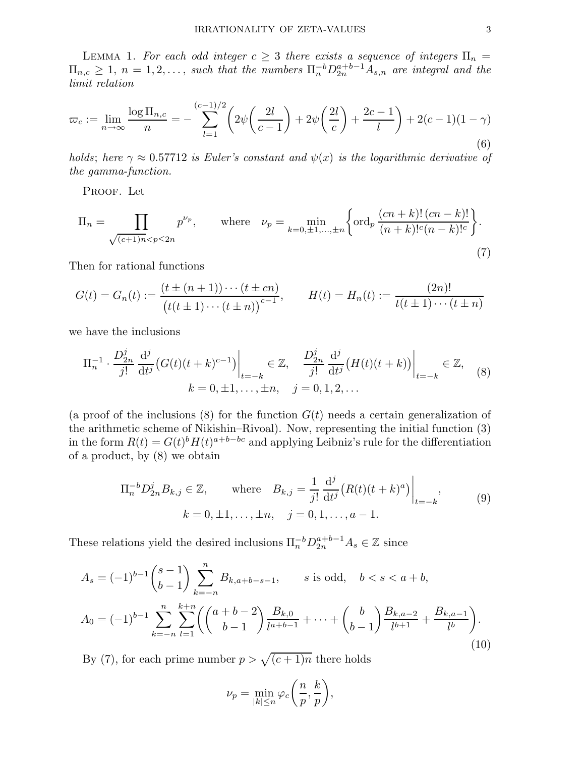Lemma 1. *For each odd integer $c \ge 3$ there exists a sequence of integers $\Pi_n = \Pi_{n,c} \ge 1$, $n = 1, 2, \dots$, such that the numbers $\Pi_n^{-b} D_{2n}^{a+b-1} A_{s,n}$ are integral and the limit relation*

$$\varpi_c := \lim_{n\to\infty} \frac{\log \Pi_{n,c}}{n} = -\sum_{l=1}^{(c-1)/2} \biggl( 2\psi\biggl(\frac{2l}{c-1}\biggr) + 2\psi\biggl(\frac{2l}{c}\biggr) + \frac{2c-1}{l} \biggr) + 2(c-1)(1-\gamma) \tag{6}$$

*holds; here $\gamma \approx 0.57712$ is Euler's constant and $\psi(x)$ is the logarithmic derivative of the gamma-function.*

Proof. Let

$$\Pi_n = \prod_{\sqrt{(c+1)n} < p \le 2n} p^{\nu_p}, \qquad \text{where} \quad \nu_p = \min_{k=0,\pm1,\dots,\pm n} \biggl\{ \operatorname{ord}_p \frac{(cn+k)!\,(cn-k)!}{(n+k)!^c (n-k)!^c} \biggr\}. \tag{7}$$

Then for rational functions

$$G(t) = G_n(t) := \frac{(t \pm (n+1)) \cdots (t \pm cn)}{\bigl(t(t\pm 1)\cdots(t\pm n)\bigr)^{c-1}}, \qquad H(t) = H_n(t) := \frac{(2n)!}{t(t\pm1)\cdots(t\pm n)}$$

we have the inclusions

$$\Pi_n^{-1} \cdot \frac{D_{2n}^j}{j!} \frac{\mathrm{d}^j}{\mathrm{d}t^j} \bigl(G(t)(t+k)^{c-1}\bigr)\bigg|_{t=-k} \in \mathbb{Z}, \quad \frac{D_{2n}^j}{j!} \frac{\mathrm{d}^j}{\mathrm{d}t^j} \bigl(H(t)(t+k)\bigr)\bigg|_{t=-k} \in \mathbb{Z}, \qquad k = 0, \pm1, \dots, \pm n, \quad j = 0, 1, 2, \dots \tag{8}$$

(a proof of the inclusions (8) for the function $G(t)$ needs a certain generalization of the arithmetic scheme of Nikishin–Rivoal). Now, representing the initial function (3) in the form $R(t) = G(t)^b H(t)^{a+b-bc}$ and applying Leibniz's rule for the differentiation of a product, by (8) we obtain

$$\Pi_n^{-b} D_{2n}^j B_{k,j} \in \mathbb{Z}, \qquad \text{where} \quad B_{k,j} = \frac{1}{j!} \frac{\mathrm{d}^j}{\mathrm{d}t^j} \bigl(R(t)(t+k)^a\bigr)\bigg|_{t=-k}, \qquad k = 0, \pm1, \dots, \pm n, \quad j = 0, 1, \dots, a-1. \tag{9}$$

These relations yield the desired inclusions $\Pi_n^{-b} D_{2n}^{a+b-1} A_s \in \mathbb{Z}$ since

$$A_s = (-1)^{b-1} \binom{s-1}{b-1} \sum_{k=-n}^{n} B_{k,a+b-s-1}, \qquad s \text{ is odd}, \quad b < s < a+b,$$

$$A_0 = (-1)^{b-1} \sum_{k=-n}^{n} \sum_{l=1}^{k+n} \biggl( \binom{a+b-2}{b-1} \frac{B_{k,0}}{l^{a+b-1}} + \dots + \binom{b}{b-1} \frac{B_{k,a-2}}{l^{b+1}} + \frac{B_{k,a-1}}{l^b} \biggr). \tag{10}$$

By (7), for each prime number $p > \sqrt{(c+1)n}$ there holds

$$\nu_p = \min_{|k| \le n} \varphi_c\biggl(\frac{n}{p}, \frac{k}{p}\biggr),$$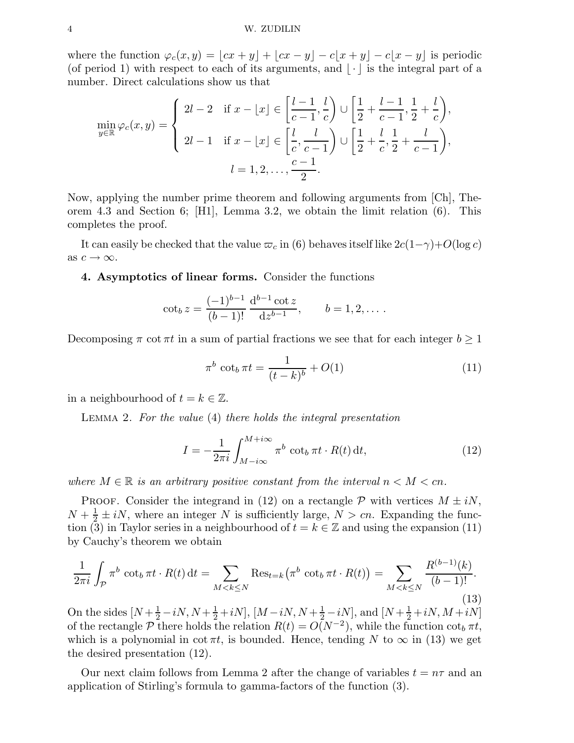where the function $\varphi_c(x,y) = \lfloor cx+y \rfloor + \lfloor cx-y \rfloor - c\lfloor x+y \rfloor - c\lfloor x-y \rfloor$ is periodic (of period 1) with respect to each of its arguments, and $\lfloor\,\cdot\,\rfloor$ is the integral part of a number. Direct calculations show us that

$$\min_{y\in\mathbb{R}} \varphi_c(x,y) = \begin{cases} 2l-2 & \text{if } x-\lfloor x\rfloor \in \left[\dfrac{l-1}{c-1}, \dfrac{l}{c}\right) \cup \left[\dfrac{1}{2}+\dfrac{l-1}{c-1}, \dfrac{1}{2}+\dfrac{l}{c}\right), \\[2mm] 2l-1 & \text{if } x-\lfloor x\rfloor \in \left[\dfrac{l}{c}, \dfrac{l}{c-1}\right) \cup \left[\dfrac{1}{2}+\dfrac{l}{c}, \dfrac{1}{2}+\dfrac{l}{c-1}\right), \end{cases}$$
$$l = 1,2,\dots,\frac{c-1}{2}.$$

Now, applying the number prime theorem and following arguments from [Ch], Theorem 4.3 and Section 6; [H1], Lemma 3.2, we obtain the limit relation (6). This completes the proof.

It can easily be checked that the value $\varpi_c$ in (6) behaves itself like $2c(1-\gamma)+O(\log c)$ as $c\to\infty$.

**4. Asymptotics of linear forms.** Consider the functions

$$\cot_b z = \frac{(-1)^{b-1}}{(b-1)!}\,\frac{\mathrm{d}^{b-1}\cot z}{\mathrm{d}z^{b-1}}, \qquad b=1,2,\dots .$$

Decomposing $\pi\cot\pi t$ in a sum of partial fractions we see that for each integer $b\ge 1$

$$\pi^b \cot_b \pi t = \frac{1}{(t-k)^b} + O(1) \tag{11}$$

in a neighbourhood of $t=k\in\mathbb{Z}$.

Lemma 2. *For the value* (4) *there holds the integral presentation*

$$I = -\frac{1}{2\pi i}\int_{M-i\infty}^{M+i\infty} \pi^b \cot_b \pi t\cdot R(t)\,\mathrm{d}t, \tag{12}$$

*where $M\in\mathbb{R}$ is an arbitrary positive constant from the interval $n<M<cn$.*

Proof. Consider the integrand in (12) on a rectangle $\mathcal{P}$ with vertices $M\pm iN$, $N+\frac12\pm iN$, where an integer $N$ is sufficiently large, $N>cn$. Expanding the function (3) in Taylor series in a neighbourhood of $t=k\in\mathbb{Z}$ and using the expansion (11) by Cauchy's theorem we obtain

$$\frac{1}{2\pi i}\int_{\mathcal{P}} \pi^b \cot_b \pi t\cdot R(t)\,\mathrm{d}t = \sum_{M<k\le N} \operatorname{Res}_{t=k}\bigl(\pi^b\cot_b\pi t\cdot R(t)\bigr) = \sum_{M<k\le N}\frac{R^{(b-1)}(k)}{(b-1)!}. \tag{13}$$

On the sides $[N+\frac12-iN, N+\frac12+iN]$, $[M-iN, N+\frac12-iN]$, and $[N+\frac12+iN, M+iN]$ of the rectangle $\mathcal{P}$ there holds the relation $R(t)=O(N^{-2})$, while the function $\cot_b\pi t$, which is a polynomial in $\cot\pi t$, is bounded. Hence, tending $N$ to $\infty$ in (13) we get the desired presentation (12).

Our next claim follows from Lemma 2 after the change of variables $t=n\tau$ and an application of Stirling's formula to gamma-factors of the function (3).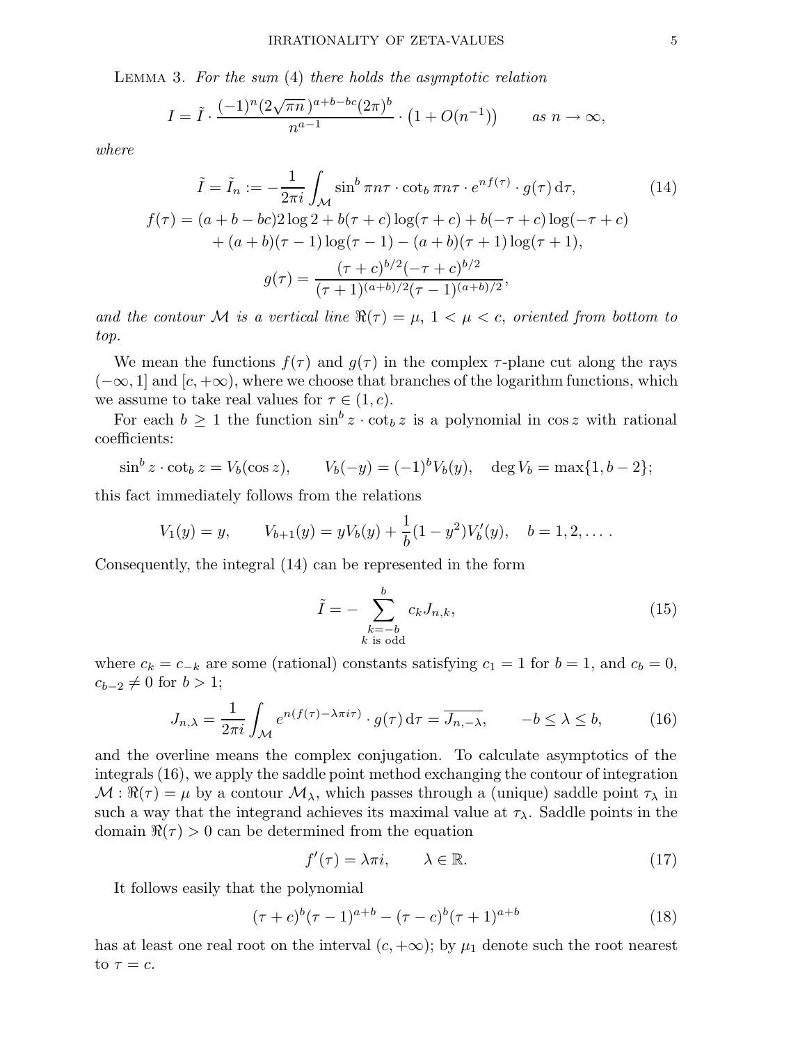LEMMA 3. *For the sum* (4) *there holds the asymptotic relation*

$$
I = \tilde{I} \cdot \frac{(-1)^n (2\sqrt{\pi n}\,)^{a+b-bc}(2\pi)^b}{n^{a-1}} \cdot \bigl(1 + O(n^{-1})\bigr) \qquad \textit{as } n \to \infty,
$$

*where*

$$
\tilde{I} = \tilde{I}_n := -\frac{1}{2\pi i} \int_{\mathcal{M}} \sin^b \pi n\tau \cdot \cot_b \pi n\tau \cdot e^{nf(\tau)} \cdot g(\tau)\,\mathrm{d}\tau, \tag{14}
$$

$$
\begin{gathered}
f(\tau) = (a+b-bc)2\log 2 + b(\tau+c)\log(\tau+c) + b(-\tau+c)\log(-\tau+c) \\
+ (a+b)(\tau-1)\log(\tau-1) - (a+b)(\tau+1)\log(\tau+1), \\
g(\tau) = \frac{(\tau+c)^{b/2}(-\tau+c)^{b/2}}{(\tau+1)^{(a+b)/2}(\tau-1)^{(a+b)/2}},
\end{gathered}
$$

*and the contour* $\mathcal{M}$ *is a vertical line* $\Re(\tau) = \mu$, $1 < \mu < c$, *oriented from bottom to top.*

We mean the functions $f(\tau)$ and $g(\tau)$ in the complex $\tau$-plane cut along the rays $(-\infty, 1]$ and $[c, +\infty)$, where we choose that branches of the logarithm functions, which we assume to take real values for $\tau \in (1, c)$.

For each $b \ge 1$ the function $\sin^b z \cdot \cot_b z$ is a polynomial in $\cos z$ with rational coefficients:

$$
\sin^b z \cdot \cot_b z = V_b(\cos z), \qquad V_b(-y) = (-1)^b V_b(y), \quad \deg V_b = \max\{1, b-2\};
$$

this fact immediately follows from the relations

$$
V_1(y) = y, \qquad V_{b+1}(y) = yV_b(y) + \frac{1}{b}(1-y^2)V_b'(y), \quad b = 1, 2, \dots .
$$

Consequently, the integral (14) can be represented in the form

$$
\tilde{I} = -\sum_{\substack{k=-b \\ k \text{ is odd}}}^{b} c_k J_{n,k}, \tag{15}
$$

where $c_k = c_{-k}$ are some (rational) constants satisfying $c_1 = 1$ for $b = 1$, and $c_b = 0$, $c_{b-2} \ne 0$ for $b > 1$;

$$
J_{n,\lambda} = \frac{1}{2\pi i} \int_{\mathcal{M}} e^{n(f(\tau) - \lambda\pi i\tau)} \cdot g(\tau)\,\mathrm{d}\tau = \overline{J_{n,-\lambda}}, \qquad -b \le \lambda \le b, \tag{16}
$$

and the overline means the complex conjugation. To calculate asymptotics of the integrals (16), we apply the saddle point method exchanging the contour of integration $\mathcal{M} : \Re(\tau) = \mu$ by a contour $\mathcal{M}_\lambda$, which passes through a (unique) saddle point $\tau_\lambda$ in such a way that the integrand achieves its maximal value at $\tau_\lambda$. Saddle points in the domain $\Re(\tau) > 0$ can be determined from the equation

$$
f'(\tau) = \lambda\pi i, \qquad \lambda \in \mathbb{R}. \tag{17}
$$

It follows easily that the polynomial

$$
(\tau+c)^b(\tau-1)^{a+b} - (\tau-c)^b(\tau+1)^{a+b} \tag{18}
$$

has at least one real root on the interval $(c, +\infty)$; by $\mu_1$ denote such the root nearest to $\tau = c$.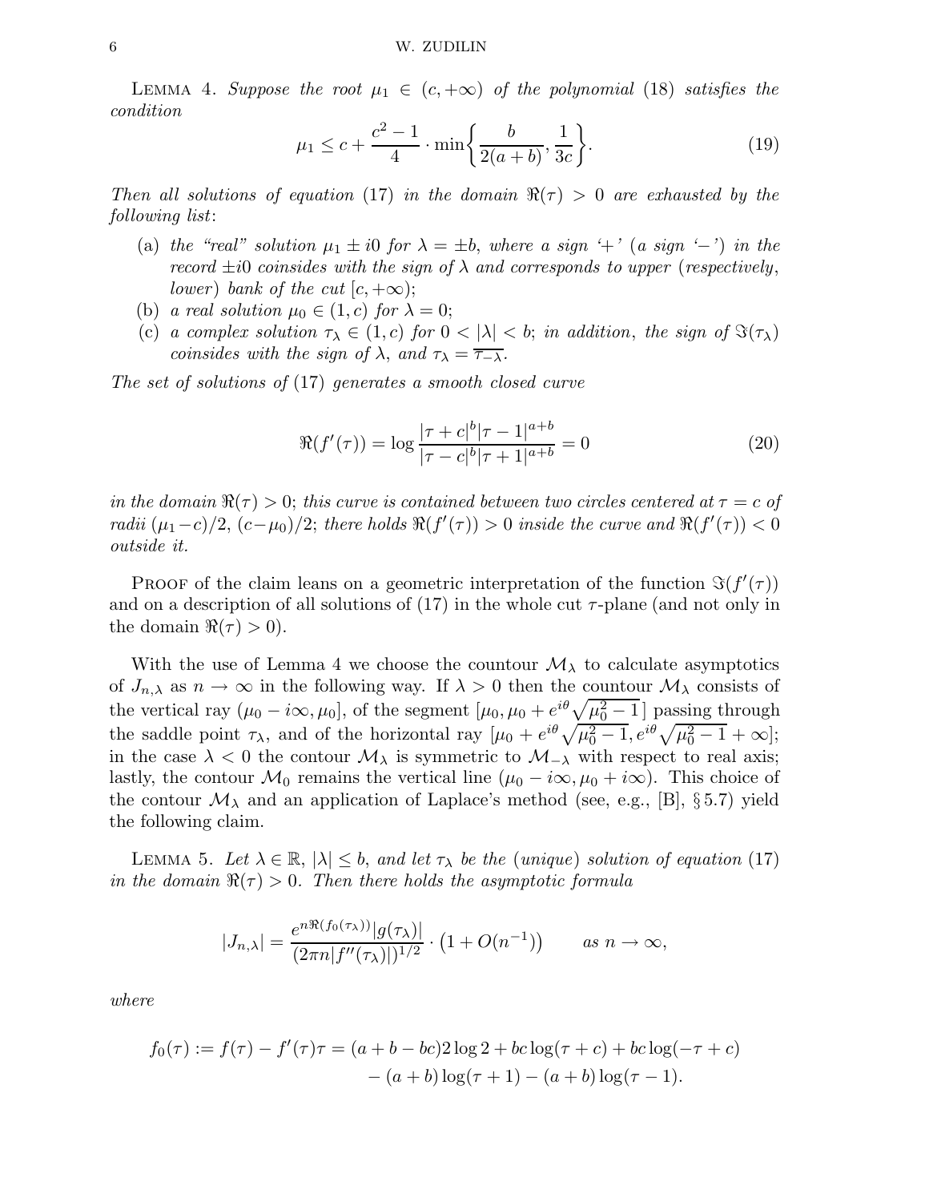LEMMA 4. *Suppose the root $\mu_1 \in (c, +\infty)$ of the polynomial* (18) *satisfies the condition*

$$\mu_1 \le c + \frac{c^2-1}{4} \cdot \min\left\{\frac{b}{2(a+b)}, \frac{1}{3c}\right\}. \tag{19}$$

*Then all solutions of equation* (17) *in the domain $\Re(\tau) > 0$ are exhausted by the following list*:

- (a) *the "real" solution $\mu_1 \pm i0$ for $\lambda = \pm b$, where a sign '+' (a sign '−') in the record $\pm i0$ coinsides with the sign of $\lambda$ and corresponds to upper (respectively, lower) bank of the cut $[c, +\infty)$*;
- (b) *a real solution $\mu_0 \in (1, c)$ for $\lambda = 0$*;
- (c) *a complex solution $\tau_\lambda \in (1, c)$ for $0 < |\lambda| < b$; in addition, the sign of $\Im(\tau_\lambda)$ coinsides with the sign of $\lambda$, and $\tau_\lambda = \overline{\tau_{-\lambda}}$.*

*The set of solutions of* (17) *generates a smooth closed curve*

$$\Re(f'(\tau)) = \log \frac{|\tau+c|^b |\tau-1|^{a+b}}{|\tau-c|^b |\tau+1|^{a+b}} = 0 \tag{20}$$

*in the domain $\Re(\tau) > 0$; this curve is contained between two circles centered at $\tau = c$ of radii $(\mu_1 - c)/2$, $(c - \mu_0)/2$; there holds $\Re(f'(\tau)) > 0$ inside the curve and $\Re(f'(\tau)) < 0$ outside it.*

PROOF of the claim leans on a geometric interpretation of the function $\Im(f'(\tau))$ and on a description of all solutions of (17) in the whole cut $\tau$-plane (and not only in the domain $\Re(\tau) > 0$).

With the use of Lemma 4 we choose the countour $\mathcal{M}_\lambda$ to calculate asymptotics of $J_{n,\lambda}$ as $n \to \infty$ in the following way. If $\lambda > 0$ then the countour $\mathcal{M}_\lambda$ consists of the vertical ray $(\mu_0 - i\infty, \mu_0]$, of the segment $[\mu_0, \mu_0 + e^{i\theta}\sqrt{\mu_0^2 - 1}\,]$ passing through the saddle point $\tau_\lambda$, and of the horizontal ray $[\mu_0 + e^{i\theta}\sqrt{\mu_0^2-1}, e^{i\theta}\sqrt{\mu_0^2-1} + \infty]$; in the case $\lambda < 0$ the contour $\mathcal{M}_\lambda$ is symmetric to $\mathcal{M}_{-\lambda}$ with respect to real axis; lastly, the contour $\mathcal{M}_0$ remains the vertical line $(\mu_0 - i\infty, \mu_0 + i\infty)$. This choice of the contour $\mathcal{M}_\lambda$ and an application of Laplace's method (see, e.g., [B], § 5.7) yield the following claim.

LEMMA 5. *Let $\lambda \in \mathbb{R}$, $|\lambda| \le b$, and let $\tau_\lambda$ be the (unique) solution of equation* (17) *in the domain $\Re(\tau) > 0$. Then there holds the asymptotic formula*

$$|J_{n,\lambda}| = \frac{e^{n\Re(f_0(\tau_\lambda))}|g(\tau_\lambda)|}{(2\pi n|f''(\tau_\lambda)|)^{1/2}} \cdot \left(1 + O(n^{-1})\right) \qquad \text{as } n \to \infty,$$

*where*

$$f_0(\tau) := f(\tau) - f'(\tau)\tau = (a+b-bc)2\log 2 + bc\log(\tau+c) + bc\log(-\tau+c) - (a+b)\log(\tau+1) - (a+b)\log(\tau-1).$$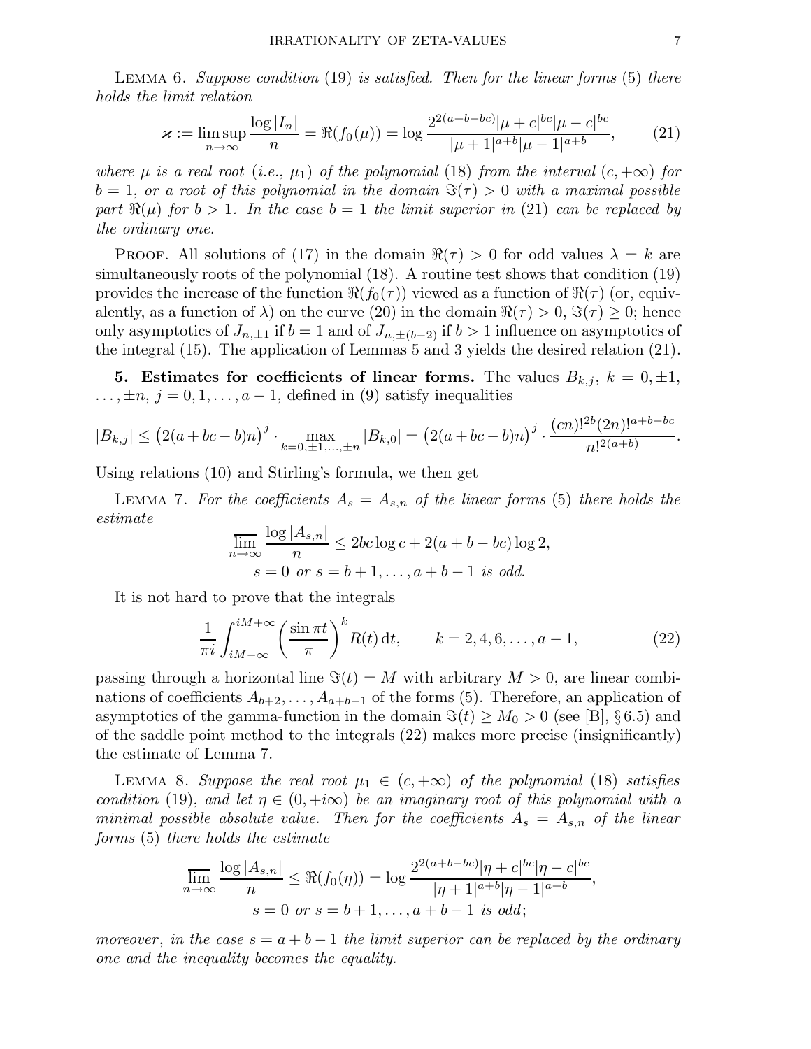Lemma 6. *Suppose condition* (19) *is satisfied. Then for the linear forms* (5) *there holds the limit relation*

$$\varkappa := \limsup_{n\to\infty} \frac{\log|I_n|}{n} = \Re(f_0(\mu)) = \log\frac{2^{2(a+b-bc)}|\mu+c|^{bc}|\mu-c|^{bc}}{|\mu+1|^{a+b}|\mu-1|^{a+b}}, \qquad (21)$$

*where $\mu$ is a real root* (*i.e.*, $\mu_1$) *of the polynomial* (18) *from the interval* $(c,+\infty)$ *for* $b=1$, *or a root of this polynomial in the domain* $\Im(\tau)>0$ *with a maximal possible part* $\Re(\mu)$ *for* $b>1$. *In the case* $b=1$ *the limit superior in* (21) *can be replaced by the ordinary one.*

Proof. All solutions of (17) in the domain $\Re(\tau)>0$ for odd values $\lambda=k$ are simultaneously roots of the polynomial (18). A routine test shows that condition (19) provides the increase of the function $\Re(f_0(\tau))$ viewed as a function of $\Re(\tau)$ (or, equivalently, as a function of $\lambda$) on the curve (20) in the domain $\Re(\tau)>0$, $\Im(\tau)\ge 0$; hence only asymptotics of $J_{n,\pm1}$ if $b=1$ and of $J_{n,\pm(b-2)}$ if $b>1$ influence on asymptotics of the integral (15). The application of Lemmas 5 and 3 yields the desired relation (21).

**5. Estimates for coefficients of linear forms.** The values $B_{k,j}$, $k=0,\pm1,\dots,\pm n$, $j=0,1,\dots,a-1$, defined in (9) satisfy inequalities

$$|B_{k,j}| \le \big(2(a+bc-b)n\big)^j \cdot \max_{k=0,\pm1,\dots,\pm n}|B_{k,0}| = \big(2(a+bc-b)n\big)^j \cdot \frac{(cn)!^{2b}(2n)!^{a+b-bc}}{n!^{2(a+b)}}.$$

Using relations (10) and Stirling's formula, we then get

Lemma 7. *For the coefficients $A_s=A_{s,n}$ of the linear forms* (5) *there holds the estimate*

$$\varlimsup_{n\to\infty}\frac{\log|A_{s,n}|}{n} \le 2bc\log c + 2(a+b-bc)\log 2,$$
$$s=0 \text{ or } s=b+1,\dots,a+b-1 \text{ is odd.}$$

It is not hard to prove that the integrals

$$\frac{1}{\pi i}\int_{iM-\infty}^{iM+\infty}\Big(\frac{\sin\pi t}{\pi}\Big)^k R(t)\,dt, \qquad k=2,4,6,\dots,a-1, \qquad (22)$$

passing through a horizontal line $\Im(t)=M$ with arbitrary $M>0$, are linear combinations of coefficients $A_{b+2},\dots,A_{a+b-1}$ of the forms (5). Therefore, an application of asymptotics of the gamma-function in the domain $\Im(t)\ge M_0>0$ (see [B], § 6.5) and of the saddle point method to the integrals (22) makes more precise (insignificantly) the estimate of Lemma 7.

Lemma 8. *Suppose the real root $\mu_1\in(c,+\infty)$ of the polynomial* (18) *satisfies condition* (19), *and let $\eta\in(0,+i\infty)$ be an imaginary root of this polynomial with a minimal possible absolute value. Then for the coefficients $A_s=A_{s,n}$ of the linear forms* (5) *there holds the estimate*

$$\varlimsup_{n\to\infty}\frac{\log|A_{s,n}|}{n} \le \Re(f_0(\eta)) = \log\frac{2^{2(a+b-bc)}|\eta+c|^{bc}|\eta-c|^{bc}}{|\eta+1|^{a+b}|\eta-1|^{a+b}},$$
$$s=0 \text{ or } s=b+1,\dots,a+b-1 \text{ is odd;}$$

*moreover, in the case $s=a+b-1$ the limit superior can be replaced by the ordinary one and the inequality becomes the equality.*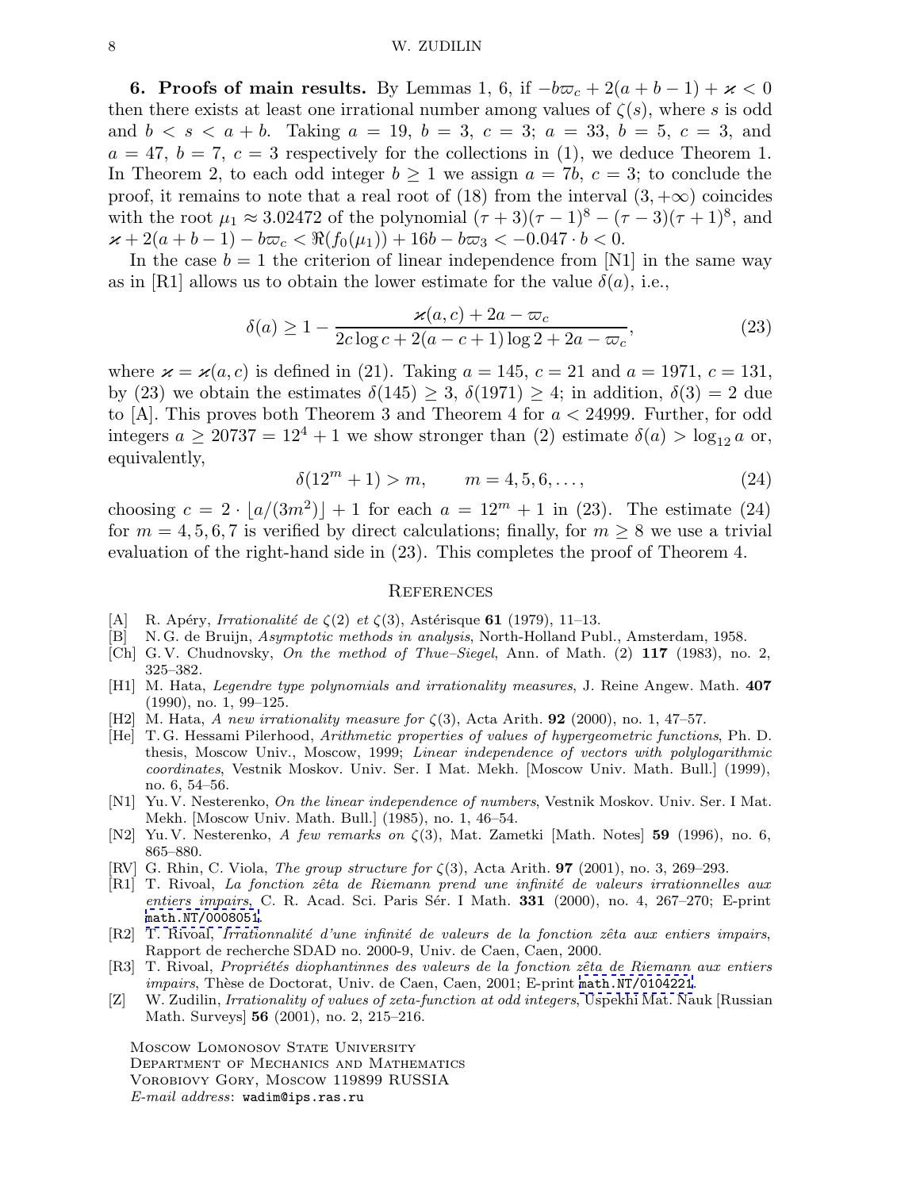**6. Proofs of main results.** By Lemmas 1, 6, if $-b\varpi_c + 2(a+b-1) + \varkappa < 0$ then there exists at least one irrational number among values of $\zeta(s)$, where $s$ is odd and $b < s < a+b$. Taking $a = 19$, $b = 3$, $c = 3$; $a = 33$, $b = 5$, $c = 3$, and $a = 47$, $b = 7$, $c = 3$ respectively for the collections in (1), we deduce Theorem 1. In Theorem 2, to each odd integer $b \ge 1$ we assign $a = 7b$, $c = 3$; to conclude the proof, it remains to note that a real root of (18) from the interval $(3, +\infty)$ coincides with the root $\mu_1 \approx 3.02472$ of the polynomial $(\tau+3)(\tau-1)^8 - (\tau-3)(\tau+1)^8$, and $\varkappa + 2(a+b-1) - b\varpi_c < \Re(f_0(\mu_1)) + 16b - b\varpi_3 < -0.047 \cdot b < 0$.

In the case $b = 1$ the criterion of linear independence from [N1] in the same way as in [R1] allows us to obtain the lower estimate for the value $\delta(a)$, i.e.,

$$\delta(a) \ge 1 - \frac{\varkappa(a,c) + 2a - \varpi_c}{2c\log c + 2(a-c+1)\log 2 + 2a - \varpi_c}, \tag{23}$$

where $\varkappa = \varkappa(a,c)$ is defined in (21). Taking $a = 145$, $c = 21$ and $a = 1971$, $c = 131$, by (23) we obtain the estimates $\delta(145) \ge 3$, $\delta(1971) \ge 4$; in addition, $\delta(3) = 2$ due to [A]. This proves both Theorem 3 and Theorem 4 for $a < 24999$. Further, for odd integers $a \ge 20737 = 12^4 + 1$ we show stronger than (2) estimate $\delta(a) > \log_{12} a$ or, equivalently,

$$\delta(12^m + 1) > m, \qquad m = 4, 5, 6, \dots, \tag{24}$$

choosing $c = 2 \cdot \lfloor a/(3m^2) \rfloor + 1$ for each $a = 12^m + 1$ in (23). The estimate (24) for $m = 4, 5, 6, 7$ is verified by direct calculations; finally, for $m \ge 8$ we use a trivial evaluation of the right-hand side in (23). This completes the proof of Theorem 4.

## References

[A] R. Apéry, *Irrationalité de $\zeta(2)$ et $\zeta(3)$*, Astérisque **61** (1979), 11–13.

[B] N. G. de Bruijn, *Asymptotic methods in analysis*, North-Holland Publ., Amsterdam, 1958.

[Ch] G. V. Chudnovsky, *On the method of Thue–Siegel*, Ann. of Math. (2) **117** (1983), no. 2, 325–382.

[H1] M. Hata, *Legendre type polynomials and irrationality measures*, J. Reine Angew. Math. **407** (1990), no. 1, 99–125.

[H2] M. Hata, *A new irrationality measure for $\zeta(3)$*, Acta Arith. **92** (2000), no. 1, 47–57.

[He] T. G. Hessami Pilerhood, *Arithmetic properties of values of hypergeometric functions*, Ph. D. thesis, Moscow Univ., Moscow, 1999; *Linear independence of vectors with polylogarithmic coordinates*, Vestnik Moskov. Univ. Ser. I Mat. Mekh. [Moscow Univ. Math. Bull.] (1999), no. 6, 54–56.

[N1] Yu. V. Nesterenko, *On the linear independence of numbers*, Vestnik Moskov. Univ. Ser. I Mat. Mekh. [Moscow Univ. Math. Bull.] (1985), no. 1, 46–54.

[N2] Yu. V. Nesterenko, *A few remarks on $\zeta(3)$*, Mat. Zametki [Math. Notes] **59** (1996), no. 6, 865–880.

[RV] G. Rhin, C. Viola, *The group structure for $\zeta(3)$*, Acta Arith. **97** (2001), no. 3, 269–293.

[R1] T. Rivoal, *La fonction zêta de Riemann prend une infinité de valeurs irrationnelles aux entiers impairs*, C. R. Acad. Sci. Paris Sér. I Math. **331** (2000), no. 4, 267–270; E-print math.NT/0008051.

[R2] T. Rivoal, *Irrationnalité d'une infinité de valeurs de la fonction zêta aux entiers impairs*, Rapport de recherche SDAD no. 2000-9, Univ. de Caen, Caen, 2000.

[R3] T. Rivoal, *Propriétés diophantinnes des valeurs de la fonction zêta de Riemann aux entiers impairs*, Thèse de Doctorat, Univ. de Caen, Caen, 2001; E-print math.NT/0104221.

[Z] W. Zudilin, *Irrationality of values of zeta-function at odd integers*, Uspekhi Mat. Nauk [Russian Math. Surveys] **56** (2001), no. 2, 215–216.

Moscow Lomonosov State University
Department of Mechanics and Mathematics
Vorobiovy Gory, Moscow 119899 RUSSIA
*E-mail address*: wadim@ips.ras.ru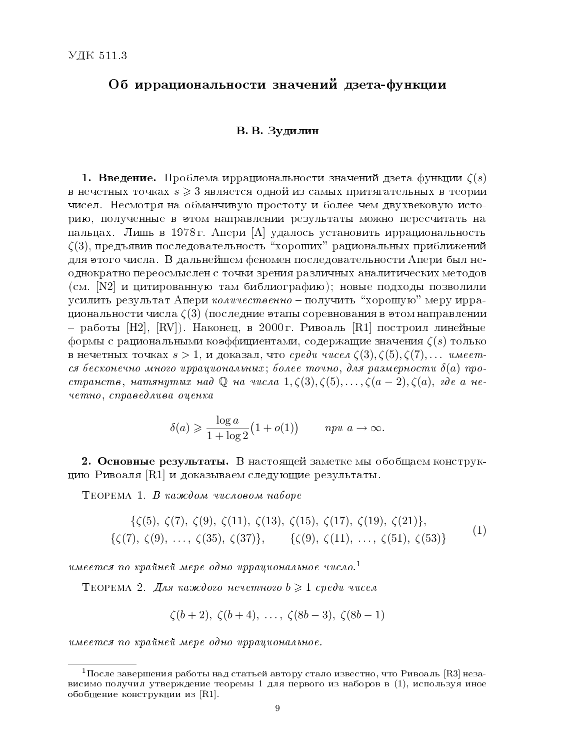УДК 511.3

# Об иррациональности значений дзета-функции

**В. В. Зудилин**

**1. Введение.** Проблема иррациональности значений дзета-функции $\zeta(s)$ в нечетных точках $s \geqslant 3$ является одной из самых притягательных в теории чисел. Несмотря на обманчивую простоту и более чем двухвековую историю, полученные в этом направлении результаты можно пересчитать на пальцах. Лишь в 1978 г. Апери [A] удалось установить иррациональность $\zeta(3)$, предъявив последовательность "хороших" рациональных приближений для этого числа. В дальнейшем феномен последовательности Апери был неоднократно переосмыслен с точки зрения различных аналитических методов (см. [N2] и цитированную там библиографию); новые подходы позволили усилить результат Апери *количественно* – получить "хорошую" меру иррациональности числа $\zeta(3)$ (последние этапы соревнования в этом направлении – работы [H2], [RV]). Наконец, в 2000 г. Ривоаль [R1] построил линейные формы с рациональными коэффициентами, содержащие значения $\zeta(s)$ только в нечетных точках $s > 1$, и доказал, что *среди чисел $\zeta(3), \zeta(5), \zeta(7), \dots$ имеется бесконечно много иррациональных*; *более точно, для размерности $\delta(a)$ пространств, натянутых над $\mathbb{Q}$ на числа $1, \zeta(3), \zeta(5), \dots, \zeta(a-2), \zeta(a)$, где $a$ нечетно, справедлива оценка*

$$\delta(a) \geqslant \frac{\log a}{1 + \log 2}\bigl(1 + o(1)\bigr) \qquad \text{при } a \to \infty.$$

**2. Основные результаты.** В настоящей заметке мы обобщаем конструкцию Ривоаля [R1] и доказываем следующие результаты.

Теорема 1. *В каждом числовом наборе*

$$\begin{gathered} \{\zeta(5),\ \zeta(7),\ \zeta(9),\ \zeta(11),\ \zeta(13),\ \zeta(15),\ \zeta(17),\ \zeta(19),\ \zeta(21)\}, \\ \{\zeta(7),\ \zeta(9),\ \dots,\ \zeta(35),\ \zeta(37)\}, \qquad \{\zeta(9),\ \zeta(11),\ \dots,\ \zeta(51),\ \zeta(53)\} \end{gathered} \tag{1}$$

*имеется по крайней мере одно иррациональное число.*[1]

Теорема 2. *Для каждого нечетного $b \geqslant 1$ среди чисел*

$$\zeta(b+2),\ \zeta(b+4),\ \dots,\ \zeta(8b-3),\ \zeta(8b-1)$$

*имеется по крайней мере одно иррациональное.*

---

[1] После завершения работы над статьей автору стало известно, что Ривоаль [R3] независимо получил утверждение теоремы 1 для первого из наборов в (1), используя иное обобщение конструкции из [R1].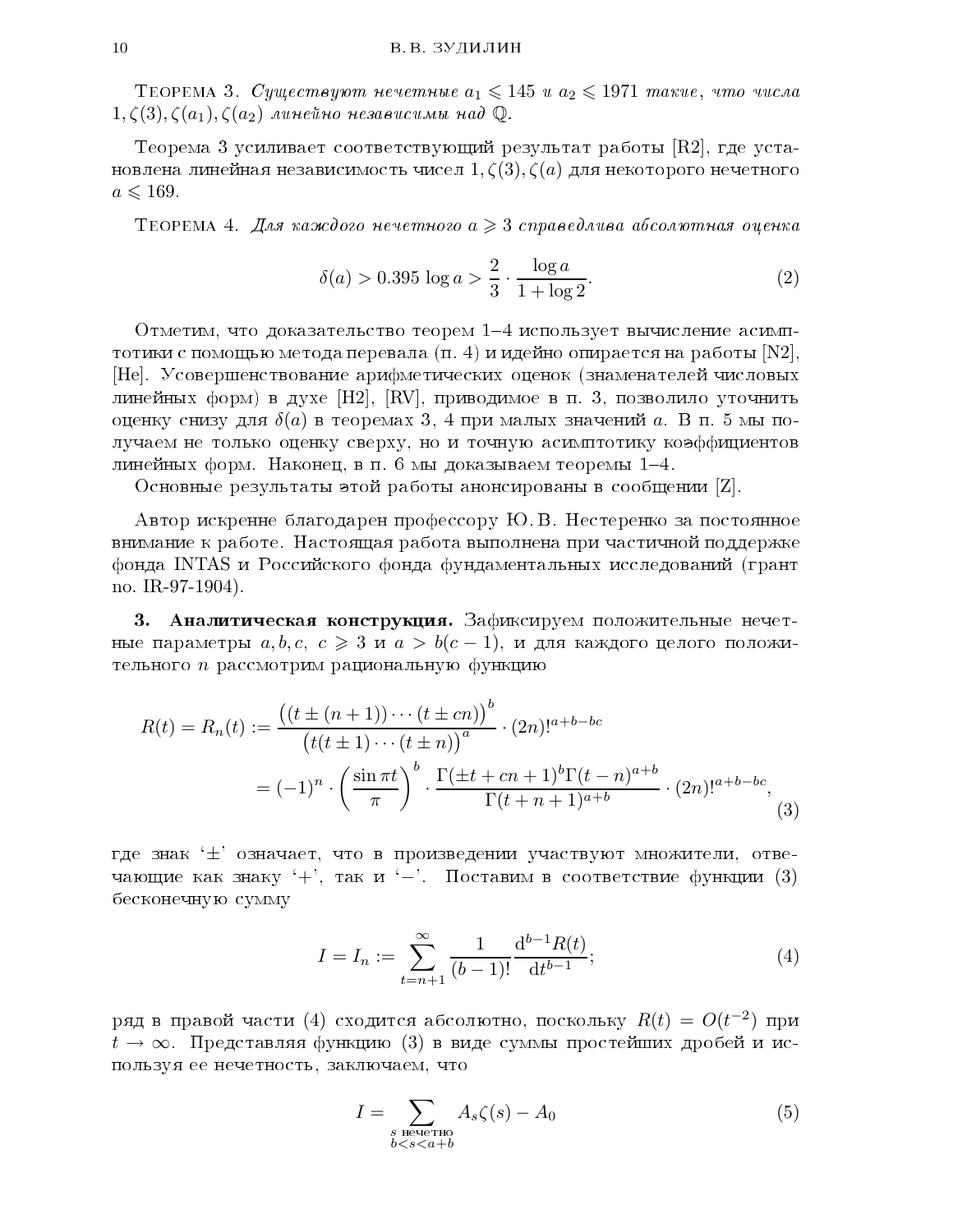Теорема 3. *Существуют нечетные $a_1 \leqslant 145$ и $a_2 \leqslant 1971$ такие, что числа $1, \zeta(3), \zeta(a_1), \zeta(a_2)$ линейно независимы над $\mathbb{Q}$.*

Теорема 3 усиливает соответствующий результат работы [R2], где установлена линейная независимость чисел $1, \zeta(3), \zeta(a)$ для некоторого нечетного $a \leqslant 169$.

Теорема 4. *Для каждого нечетного $a \geqslant 3$ справедлива абсолютная оценка*

$$\delta(a) > 0.395 \log a > \frac{2}{3} \cdot \frac{\log a}{1 + \log 2}. \tag{2}$$

Отметим, что доказательство теорем 1–4 использует вычисление асимптотики с помощью метода перевала (п. 4) и идейно опирается на работы [N2], [He]. Усовершенствование арифметических оценок (знаменателей числовых линейных форм) в духе [H2], [RV], приводимое в п. 3, позволило уточнить оценку снизу для $\delta(a)$ в теоремах 3, 4 при малых значений $a$. В п. 5 мы получаем не только оценку сверху, но и точную асимптотику коэффициентов линейных форм. Наконец, в п. 6 мы доказываем теоремы 1–4.

Основные результаты этой работы анонсированы в сообщении [Z].

Автор искренне благодарен профессору Ю. В. Нестеренко за постоянное внимание к работе. Настоящая работа выполнена при частичной поддержке фонда INTAS и Российского фонда фундаментальных исследований (грант no. IR-97-1904).

**3. Аналитическая конструкция.** Зафиксируем положительные нечетные параметры $a, b, c$, $c \geqslant 3$ и $a > b(c-1)$, и для каждого целого положительного $n$ рассмотрим рациональную функцию

$$\begin{aligned} R(t) = R_n(t) &:= \frac{\bigl((t \pm (n+1)) \cdots (t \pm cn)\bigr)^b}{\bigl(t(t \pm 1) \cdots (t \pm n)\bigr)^a} \cdot (2n)!^{a+b-bc} \\ &= (-1)^n \cdot \left(\frac{\sin \pi t}{\pi}\right)^b \cdot \frac{\Gamma(\pm t + cn + 1)^b \Gamma(t-n)^{a+b}}{\Gamma(t+n+1)^{a+b}} \cdot (2n)!^{a+b-bc}, \end{aligned} \tag{3}$$

где знак '$\pm$' означает, что в произведении участвуют множители, отвечающие как знаку '+', так и '$-$'. Поставим в соответствие функции (3) бесконечную сумму

$$I = I_n := \sum_{t=n+1}^{\infty} \frac{1}{(b-1)!} \frac{\mathrm{d}^{b-1} R(t)}{\mathrm{d}t^{b-1}}; \tag{4}$$

ряд в правой части (4) сходится абсолютно, поскольку $R(t) = O(t^{-2})$ при $t \to \infty$. Представляя функцию (3) в виде суммы простейших дробей и используя ее нечетность, заключаем, что

$$I = \sum_{\substack{s \text{ нечетно} \\ b < s < a+b}} A_s \zeta(s) - A_0 \tag{5}$$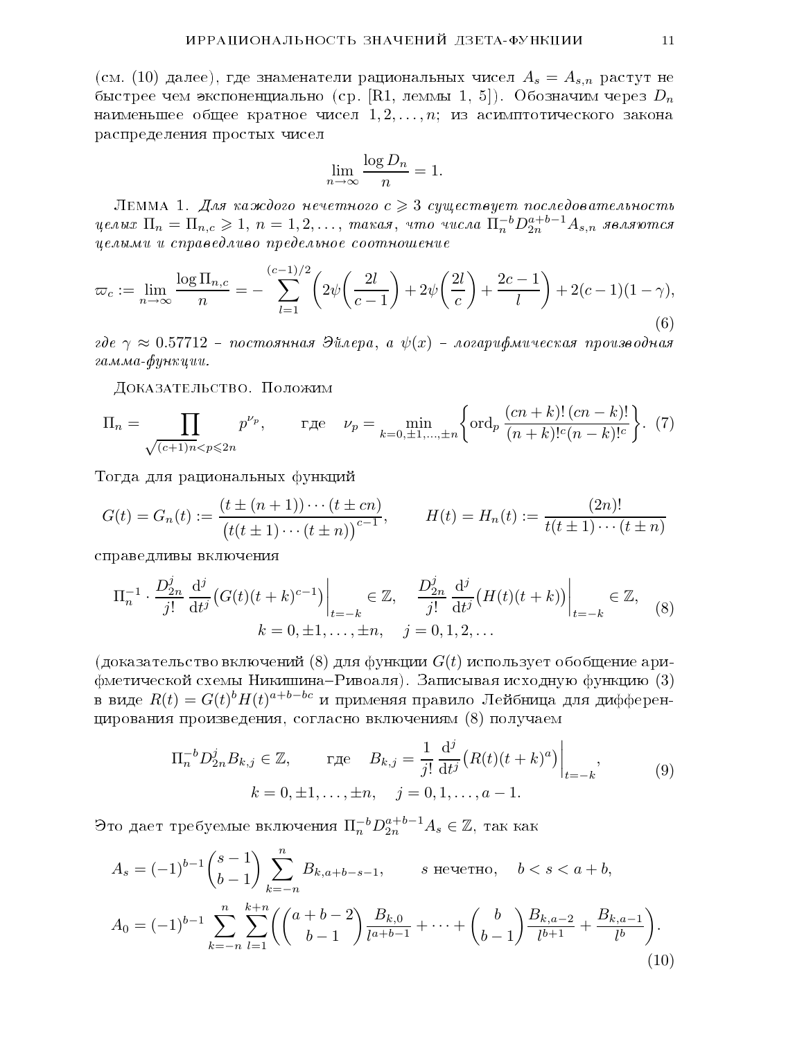(см. (10) далее), где знаменатели рациональных чисел $A_s = A_{s,n}$ растут не быстрее чем экспоненциально (ср. [R1, леммы 1, 5]). Обозначим через $D_n$ наименьшее общее кратное чисел $1, 2, \dots, n$; из асимптотического закона распределения простых чисел

$$\lim_{n\to\infty} \frac{\log D_n}{n} = 1.$$

Лемма 1. *Для каждого нечетного $c \geqslant 3$ существует последовательность целых $\Pi_n = \Pi_{n,c} \geqslant 1$, $n = 1, 2, \dots$, такая, что числа $\Pi_n^{-b} D_{2n}^{a+b-1} A_{s,n}$ являются целыми и справедливо предельное соотношение*

$$\varpi_c := \lim_{n\to\infty} \frac{\log \Pi_{n,c}}{n} = -\sum_{l=1}^{(c-1)/2} \left( 2\psi\!\left(\frac{2l}{c-1}\right) + 2\psi\!\left(\frac{2l}{c}\right) + \frac{2c-1}{l} \right) + 2(c-1)(1-\gamma), \tag{6}$$

*где $\gamma \approx 0.57712$ – постоянная Эйлера, а $\psi(x)$ – логарифмическая производная гамма-функции.*

Доказательство. Положим

$$\Pi_n = \prod_{\sqrt{(c+1)n} < p \leqslant 2n} p^{\nu_p}, \qquad \text{где} \quad \nu_p = \min_{k=0,\pm1,\dots,\pm n} \left\{ \operatorname{ord}_p \frac{(cn+k)!\,(cn-k)!}{(n+k)!^c (n-k)!^c} \right\}. \tag{7}$$

Тогда для рациональных функций

$$G(t) = G_n(t) := \frac{(t \pm (n+1)) \cdots (t \pm cn)}{\bigl(t(t\pm 1)\cdots(t\pm n)\bigr)^{c-1}}, \qquad H(t) = H_n(t) := \frac{(2n)!}{t(t\pm1)\cdots(t\pm n)}$$

справедливы включения

$$\Pi_n^{-1} \cdot \frac{D_{2n}^j}{j!} \frac{\mathrm{d}^j}{\mathrm{d}t^j}\bigl(G(t)(t+k)^{c-1}\bigr)\bigg|_{t=-k} \in \mathbb{Z}, \quad \frac{D_{2n}^j}{j!} \frac{\mathrm{d}^j}{\mathrm{d}t^j}\bigl(H(t)(t+k)\bigr)\bigg|_{t=-k} \in \mathbb{Z}, \tag{8}$$
$$k = 0, \pm1, \dots, \pm n, \quad j = 0, 1, 2, \dots$$

(доказательство включений (8) для функции $G(t)$ использует обобщение арифметической схемы Никишина–Риволя). Записывая исходную функцию (3) в виде $R(t) = G(t)^b H(t)^{a+b-bc}$ и применяя правило Лейбница для дифференцирования произведения, согласно включениям (8) получаем

$$\Pi_n^{-b} D_{2n}^j B_{k,j} \in \mathbb{Z}, \qquad \text{где} \quad B_{k,j} = \frac{1}{j!} \frac{\mathrm{d}^j}{\mathrm{d}t^j}\bigl(R(t)(t+k)^a\bigr)\bigg|_{t=-k}, \tag{9}$$
$$k = 0, \pm1, \dots, \pm n, \quad j = 0, 1, \dots, a-1.$$

Это дает требуемые включения $\Pi_n^{-b} D_{2n}^{a+b-1} A_s \in \mathbb{Z}$, так как

$$A_s = (-1)^{b-1} \binom{s-1}{b-1} \sum_{k=-n}^{n} B_{k,a+b-s-1}, \qquad s \text{ нечетно}, \quad b < s < a+b,$$

$$A_0 = (-1)^{b-1} \sum_{k=-n}^{n} \sum_{l=1}^{k+n} \left( \binom{a+b-2}{b-1} \frac{B_{k,0}}{l^{a+b-1}} + \dots + \binom{b}{b-1} \frac{B_{k,a-2}}{l^{b+1}} + \frac{B_{k,a-1}}{l^b} \right). \tag{10}$$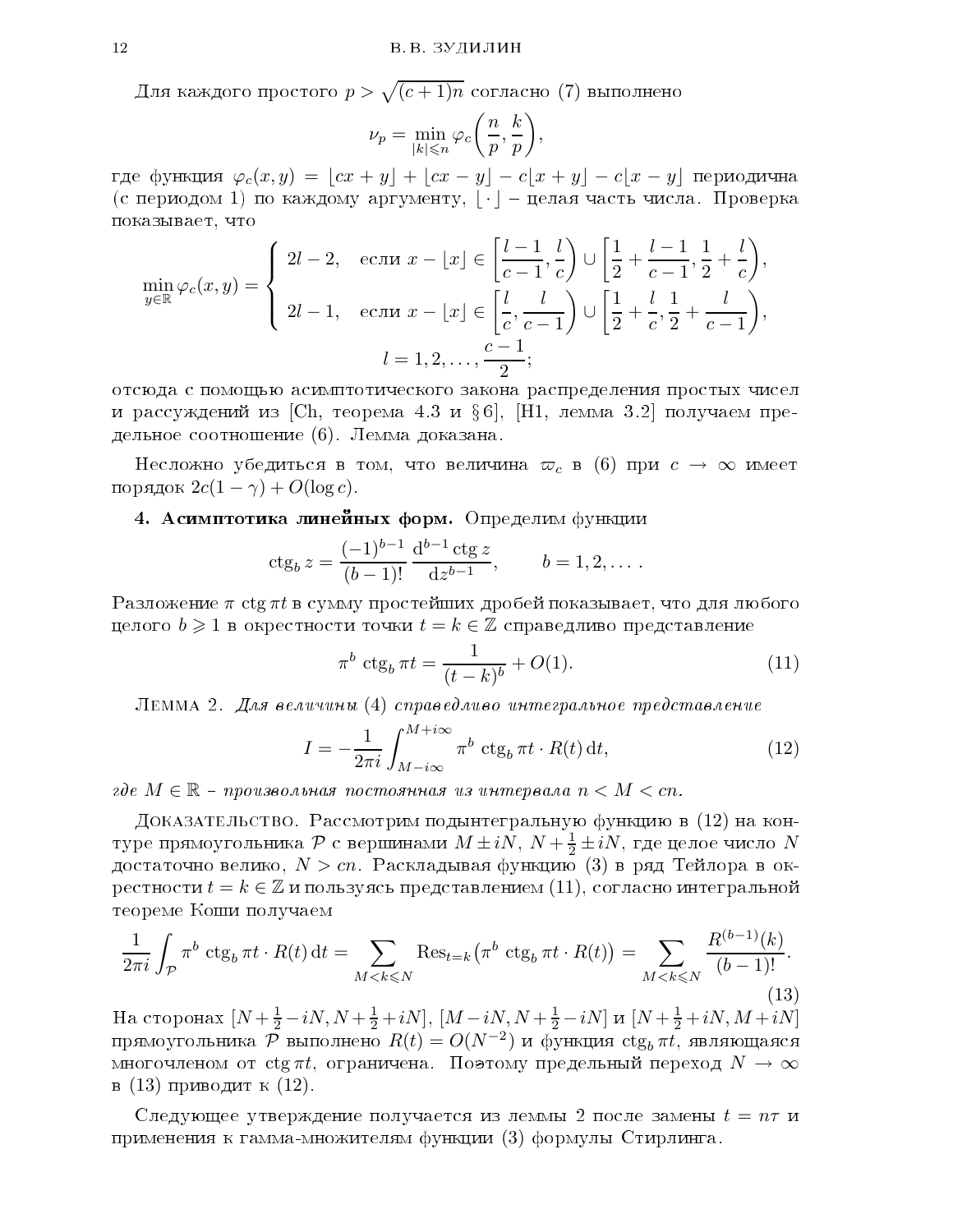Для каждого простого $p > \sqrt{(c+1)n}$ согласно (7) выполнено

$$\nu_p = \min_{|k|\leqslant n} \varphi_c\left(\frac{n}{p}, \frac{k}{p}\right),$$

где функция $\varphi_c(x,y) = \lfloor cx+y \rfloor + \lfloor cx-y \rfloor - c\lfloor x+y \rfloor - c\lfloor x-y \rfloor$ периодична (с периодом 1) по каждому аргументу, $\lfloor \cdot \rfloor$ – целая часть числа. Проверка показывает, что

$$\min_{y\in\mathbb{R}} \varphi_c(x,y) = \begin{cases} 2l-2, & \text{если } x - \lfloor x \rfloor \in \left[\dfrac{l-1}{c-1}, \dfrac{l}{c}\right) \cup \left[\dfrac{1}{2} + \dfrac{l-1}{c-1}, \dfrac{1}{2} + \dfrac{l}{c}\right), \\[2ex] 2l-1, & \text{если } x - \lfloor x \rfloor \in \left[\dfrac{l}{c}, \dfrac{l}{c-1}\right) \cup \left[\dfrac{1}{2} + \dfrac{l}{c}, \dfrac{1}{2} + \dfrac{l}{c-1}\right), \end{cases}$$
$$l = 1, 2, \dots, \frac{c-1}{2};$$

отсюда с помощью асимптотического закона распределения простых чисел и рассуждений из [Ch, теорема 4.3 и § 6], [H1, лемма 3.2] получаем предельное соотношение (6). Лемма доказана.

Несложно убедиться в том, что величина $\varpi_c$ в (6) при $c \to \infty$ имеет порядок $2c(1-\gamma) + O(\log c)$.

**4. Асимптотика линейных форм.** Определим функции

$$\operatorname{ctg}_b z = \frac{(-1)^{b-1}}{(b-1)!} \frac{\mathrm{d}^{b-1} \operatorname{ctg} z}{\mathrm{d}z^{b-1}}, \qquad b = 1, 2, \dots .$$

Разложение $\pi \operatorname{ctg} \pi t$ в сумму простейших дробей показывает, что для любого целого $b \geqslant 1$ в окрестности точки $t = k \in \mathbb{Z}$ справедливо представление

$$\pi^b \operatorname{ctg}_b \pi t = \frac{1}{(t-k)^b} + O(1). \tag{11}$$

Лемма 2. *Для величины* (4) *справедливо интегральное представление*

$$I = -\frac{1}{2\pi i} \int_{M-i\infty}^{M+i\infty} \pi^b \operatorname{ctg}_b \pi t \cdot R(t) \, \mathrm{d}t, \tag{12}$$

*где $M \in \mathbb{R}$ – произвольная постоянная из интервала $n < M < cn$.*

Доказательство. Рассмотрим подынтегральную функцию в (12) на контуре прямоугольника $\mathcal{P}$ с вершинами $M \pm iN$, $N + \frac{1}{2} \pm iN$, где целое число $N$ достаточно велико, $N > cn$. Раскладывая функцию (3) в ряд Тейлора в окрестности $t = k \in \mathbb{Z}$ и пользуясь представлением (11), согласно интегральной теореме Коши получаем

$$\frac{1}{2\pi i} \int_{\mathcal{P}} \pi^b \operatorname{ctg}_b \pi t \cdot R(t) \, \mathrm{d}t = \sum_{M<k\leqslant N} \operatorname{Res}_{t=k} \bigl(\pi^b \operatorname{ctg}_b \pi t \cdot R(t)\bigr) = \sum_{M<k\leqslant N} \frac{R^{(b-1)}(k)}{(b-1)!}. \tag{13}$$

На сторонах $[N+\frac{1}{2}-iN, N+\frac{1}{2}+iN]$, $[M-iN, N+\frac{1}{2}-iN]$ и $[N+\frac{1}{2}+iN, M+iN]$ прямоугольника $\mathcal{P}$ выполнено $R(t) = O(N^{-2})$ и функция $\operatorname{ctg}_b \pi t$, являющаяся многочленом от $\operatorname{ctg} \pi t$, ограничена. Поэтому предельный переход $N \to \infty$ в (13) приводит к (12).

Следующее утверждение получается из леммы 2 после замены $t = n\tau$ и применения к гамма-множителям функции (3) формулы Стирлинга.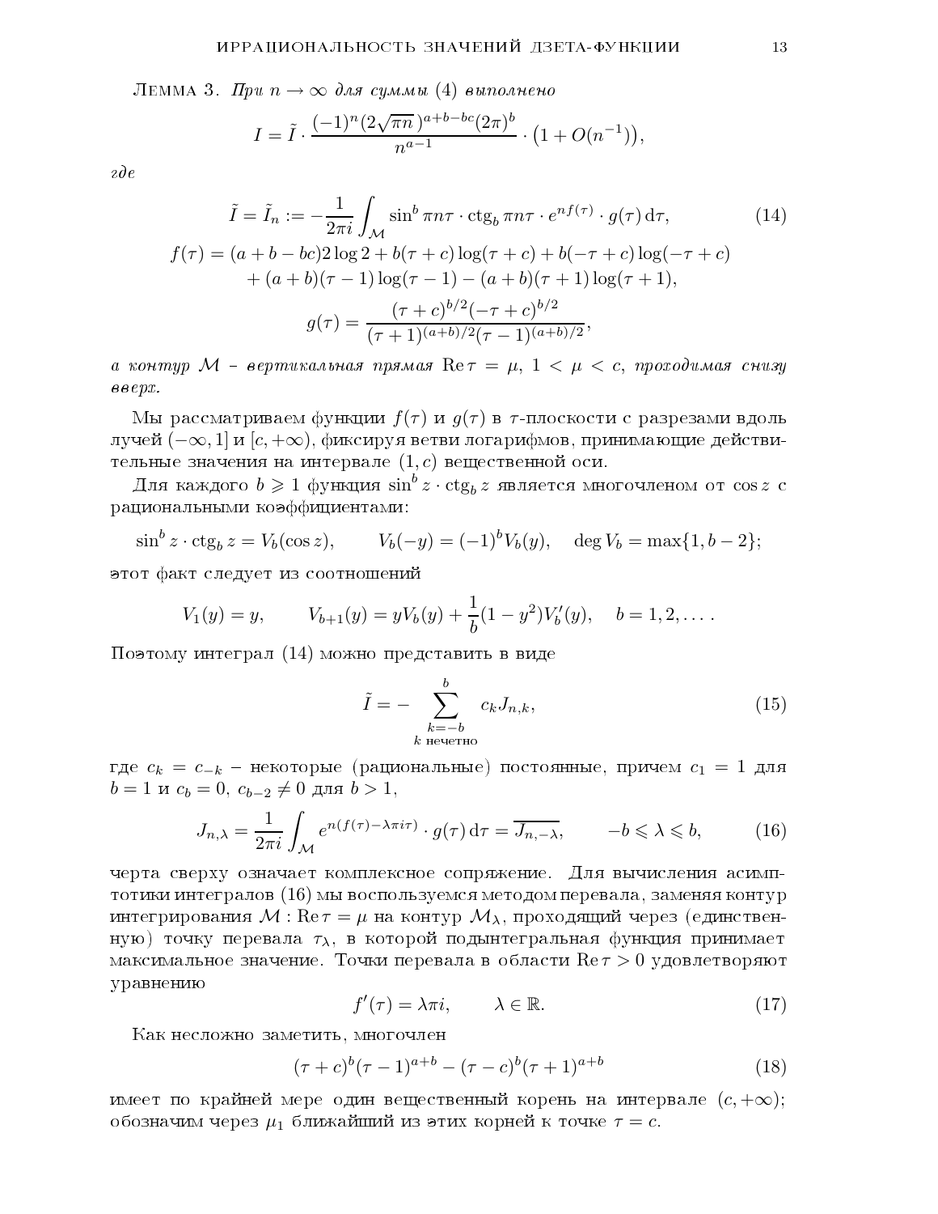Лемма 3. *При $n \to \infty$ для суммы (4) выполнено*

$$I = \tilde{I} \cdot \frac{(-1)^n (2\sqrt{\pi n}\,)^{a+b-bc} (2\pi)^b}{n^{a-1}} \cdot \bigl(1 + O(n^{-1})\bigr),$$

*где*

$$\tilde{I} = \tilde{I}_n := -\frac{1}{2\pi i} \int_{\mathcal{M}} \sin^b \pi n\tau \cdot \operatorname{ctg}_b \pi n\tau \cdot e^{nf(\tau)} \cdot g(\tau)\,\mathrm{d}\tau, \tag{14}$$

$$\begin{aligned} f(\tau) = (a+b-bc)2\log 2 + b(\tau+c)\log(\tau+c) + b(-\tau+c)\log(-\tau+c) \\ + (a+b)(\tau-1)\log(\tau-1) - (a+b)(\tau+1)\log(\tau+1), \end{aligned}$$

$$g(\tau) = \frac{(\tau+c)^{b/2}(-\tau+c)^{b/2}}{(\tau+1)^{(a+b)/2}(\tau-1)^{(a+b)/2}},$$

*а контур $\mathcal{M}$ – вертикальная прямая $\operatorname{Re}\tau = \mu$, $1 < \mu < c$, проходимая снизу вверх.*

Мы рассматриваем функции $f(\tau)$ и $g(\tau)$ в $\tau$-плоскости с разрезами вдоль лучей $(-\infty, 1]$ и $[c, +\infty)$, фиксируя ветви логарифмов, принимающие действительные значения на интервале $(1, c)$ вещественной оси.

Для каждого $b \geqslant 1$ функция $\sin^b z \cdot \operatorname{ctg}_b z$ является многочленом от $\cos z$ с рациональными коэффициентами:

$$\sin^b z \cdot \operatorname{ctg}_b z = V_b(\cos z), \qquad V_b(-y) = (-1)^b V_b(y), \quad \deg V_b = \max\{1, b-2\};$$

этот факт следует из соотношений

$$V_1(y) = y, \qquad V_{b+1}(y) = yV_b(y) + \frac{1}{b}(1-y^2)V_b'(y), \quad b = 1, 2, \dots.$$

Поэтому интеграл (14) можно представить в виде

$$\tilde{I} = -\sum_{\substack{k=-b \\ k \text{ нечетно}}}^{b} c_k J_{n,k}, \tag{15}$$

где $c_k = c_{-k}$ – некоторые (рациональные) постоянные, причем $c_1 = 1$ для $b = 1$ и $c_b = 0$, $c_{b-2} \neq 0$ для $b > 1$,

$$J_{n,\lambda} = \frac{1}{2\pi i} \int_{\mathcal{M}} e^{n(f(\tau) - \lambda\pi i\tau)} \cdot g(\tau)\,\mathrm{d}\tau = \overline{J_{n,-\lambda}}, \qquad -b \leqslant \lambda \leqslant b, \tag{16}$$

черта сверху означает комплексное сопряжение. Для вычисления асимптотики интегралов (16) мы воспользуемся методом перевала, заменяя контур интегрирования $\mathcal{M} : \operatorname{Re}\tau = \mu$ на контур $\mathcal{M}_\lambda$, проходящий через (единственную) точку перевала $\tau_\lambda$, в которой подынтегральная функция принимает максимальное значение. Точки перевала в области $\operatorname{Re}\tau > 0$ удовлетворяют уравнению

$$f'(\tau) = \lambda\pi i, \qquad \lambda \in \mathbb{R}. \tag{17}$$

Как несложно заметить, многочлен

$$(\tau+c)^b(\tau-1)^{a+b} - (\tau-c)^b(\tau+1)^{a+b} \tag{18}$$

имеет по крайней мере один вещественный корень на интервале $(c, +\infty)$; обозначим через $\mu_1$ ближайший из этих корней к точке $\tau = c$.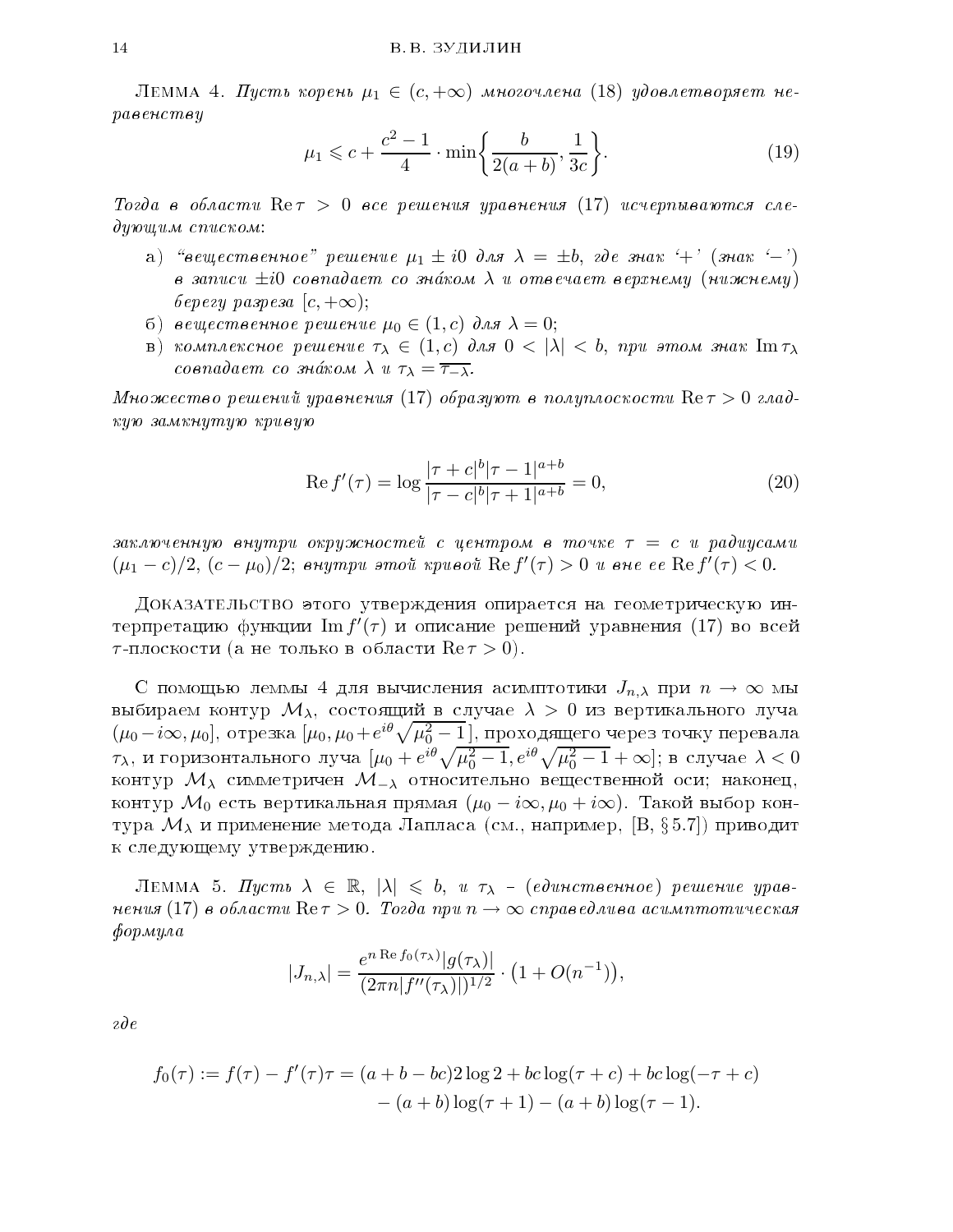Лемма 4. *Пусть корень $\mu_1 \in (c, +\infty)$ многочлена* (18) *удовлетворяет неравенству*

$$\mu_1 \leqslant c + \frac{c^2-1}{4} \cdot \min\biggl\{\frac{b}{2(a+b)}, \frac{1}{3c}\biggr\}. \tag{19}$$

*Тогда в области $\operatorname{Re}\tau > 0$ все решения уравнения* (17) *исчерпываются следующим списком:*

- а) *"вещественное" решение $\mu_1 \pm i0$ для $\lambda = \pm b$, где знак '+' (знак '−') в записи $\pm i0$ совпадает со зна́ком $\lambda$ и отвечает верхнему (нижнему) берегу разреза $[c, +\infty)$;*
- б) *вещественное решение $\mu_0 \in (1, c)$ для $\lambda = 0$;*
- в) *комплексное решение $\tau_\lambda \in (1, c)$ для $0 < |\lambda| < b$, при этом знак $\operatorname{Im}\tau_\lambda$ совпадает со зна́ком $\lambda$ и $\tau_\lambda = \overline{\tau_{-\lambda}}$.*

*Множество решений уравнения* (17) *образуют в полуплоскости $\operatorname{Re}\tau > 0$ гладкую замкнутую кривую*

$$\operatorname{Re} f'(\tau) = \log \frac{|\tau + c|^b |\tau - 1|^{a+b}}{|\tau - c|^b |\tau + 1|^{a+b}} = 0, \tag{20}$$

*заключенную внутри окружностей с центром в точке $\tau = c$ и радиусами $(\mu_1 - c)/2$, $(c - \mu_0)/2$; внутри этой кривой $\operatorname{Re} f'(\tau) > 0$ и вне ее $\operatorname{Re} f'(\tau) < 0$.*

Доказательство этого утверждения опирается на геометрическую интерпретацию функции $\operatorname{Im} f'(\tau)$ и описание решений уравнения (17) во всей $\tau$-плоскости (а не только в области $\operatorname{Re}\tau > 0$).

С помощью леммы 4 для вычисления асимптотики $J_{n,\lambda}$ при $n \to \infty$ мы выбираем контур $\mathcal{M}_\lambda$, состоящий в случае $\lambda > 0$ из вертикального луча $(\mu_0 - i\infty, \mu_0]$, отрезка $[\mu_0, \mu_0 + e^{i\theta}\sqrt{\mu_0^2 - 1}]$, проходящего через точку перевала $\tau_\lambda$, и горизонтального луча $[\mu_0 + e^{i\theta}\sqrt{\mu_0^2 - 1}, e^{i\theta}\sqrt{\mu_0^2 - 1} + \infty]$; в случае $\lambda < 0$ контур $\mathcal{M}_\lambda$ симметричен $\mathcal{M}_{-\lambda}$ относительно вещественной оси; наконец, контур $\mathcal{M}_0$ есть вертикальная прямая $(\mu_0 - i\infty, \mu_0 + i\infty)$. Такой выбор контура $\mathcal{M}_\lambda$ и применение метода Лапласа (см., например, [В, § 5.7]) приводит к следующему утверждению.

Лемма 5. *Пусть $\lambda \in \mathbb{R}$, $|\lambda| \leqslant b$, и $\tau_\lambda$ – (единственное) решение уравнения* (17) *в области $\operatorname{Re}\tau > 0$. Тогда при $n \to \infty$ справедлива асимптотическая формула*

$$|J_{n,\lambda}| = \frac{e^{n \operatorname{Re} f_0(\tau_\lambda)} |g(\tau_\lambda)|}{(2\pi n |f''(\tau_\lambda)|)^{1/2}} \cdot \bigl(1 + O(n^{-1})\bigr),$$

*где*

$$\begin{aligned} f_0(\tau) := f(\tau) - f'(\tau)\tau = (a + b - bc) 2\log 2 + bc\log(\tau + c) + bc\log(-\tau + c) \\ - (a+b)\log(\tau + 1) - (a+b)\log(\tau - 1). \end{aligned}$$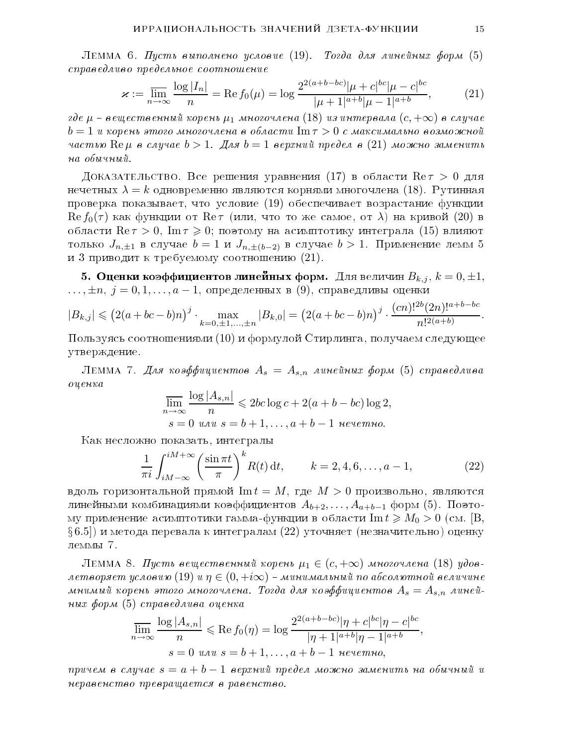Лемма 6. *Пусть выполнено условие (19). Тогда для линейных форм (5) справедливо предельное соотношение*

$$\varkappa := \varlimsup_{n\to\infty} \frac{\log|I_n|}{n} = \operatorname{Re} f_0(\mu) = \log\frac{2^{2(a+b-bc)}|\mu+c|^{bc}|\mu-c|^{bc}}{|\mu+1|^{a+b}|\mu-1|^{a+b}}, \tag{21}$$

*где $\mu$ – вещественный корень $\mu_1$ многочлена (18) из интервала $(c,+\infty)$ в случае $b=1$ и корень этого многочлена в области $\operatorname{Im}\tau>0$ с максимально возможной частью $\operatorname{Re}\mu$ в случае $b>1$. Для $b=1$ верхний предел в (21) можно заменить на обычный.*

Доказательство. Все решения уравнения (17) в области $\operatorname{Re}\tau>0$ для нечетных $\lambda=k$ одновременно являются корнями многочлена (18). Рутинная проверка показывает, что условие (19) обеспечивает возрастание функции $\operatorname{Re} f_0(\tau)$ как функции от $\operatorname{Re}\tau$ (или, что то же самое, от $\lambda$) на кривой (20) в области $\operatorname{Re}\tau>0$, $\operatorname{Im}\tau\geqslant 0$; поэтому на асимптотику интеграла (15) влияют только $J_{n,\pm1}$ в случае $b=1$ и $J_{n,\pm(b-2)}$ в случае $b>1$. Применение лемм 5 и 3 приводит к требуемому соотношению (21).

**5. Оценки коэффициентов линейных форм.** Для величин $B_{k,j}$, $k=0,\pm1,\dots,\pm n$, $j=0,1,\dots,a-1$, определенных в (9), справедливы оценки

$$|B_{k,j}| \leqslant \bigl(2(a+bc-b)n\bigr)^j\cdot\max_{k=0,\pm1,\dots,\pm n}|B_{k,0}| = \bigl(2(a+bc-b)n\bigr)^j\cdot\frac{(cn)!^{2b}(2n)!^{a+b-bc}}{n!^{2(a+b)}}.$$

Пользуясь соотношениями (10) и формулой Стирлинга, получаем следующее утверждение.

Лемма 7. *Для коэффициентов $A_s=A_{s,n}$ линейных форм (5) справедлива оценка*

$$\varlimsup_{n\to\infty}\frac{\log|A_{s,n}|}{n}\leqslant 2bc\log c+2(a+b-bc)\log 2,$$
$$s=0 \text{ или } s=b+1,\dots,a+b-1 \text{ нечетно.}$$

Как несложно показать, интегралы

$$\frac{1}{\pi i}\int_{iM-\infty}^{iM+\infty}\left(\frac{\sin\pi t}{\pi}\right)^k R(t)\,dt, \qquad k=2,4,6,\dots,a-1, \tag{22}$$

вдоль горизонтальной прямой $\operatorname{Im}t=M$, где $M>0$ произвольно, являются линейными комбинациями коэффициентов $A_{b+2},\dots,A_{a+b-1}$ форм (5). Поэтому применение асимптотики гамма-функции в области $\operatorname{Im}t\geqslant M_0>0$ (см. [В, § 6.5]) и метода перевала к интегралам (22) уточняет (незначительно) оценку леммы 7.

Лемма 8. *Пусть вещественный корень $\mu_1\in(c,+\infty)$ многочлена (18) удовлетворяет условию (19) и $\eta\in(0,+i\infty)$ – минимальный по абсолютной величине мнимый корень этого многочлена. Тогда для коэффициентов $A_s=A_{s,n}$ линейных форм (5) справедлива оценка*

$$\varlimsup_{n\to\infty}\frac{\log|A_{s,n}|}{n}\leqslant \operatorname{Re} f_0(\eta)=\log\frac{2^{2(a+b-bc)}|\eta+c|^{bc}|\eta-c|^{bc}}{|\eta+1|^{a+b}|\eta-1|^{a+b}},$$
$$s=0 \text{ или } s=b+1,\dots,a+b-1 \text{ нечетно,}$$

*причем в случае $s=a+b-1$ верхний предел можно заменить на обычный и неравенство превращается в равенство.*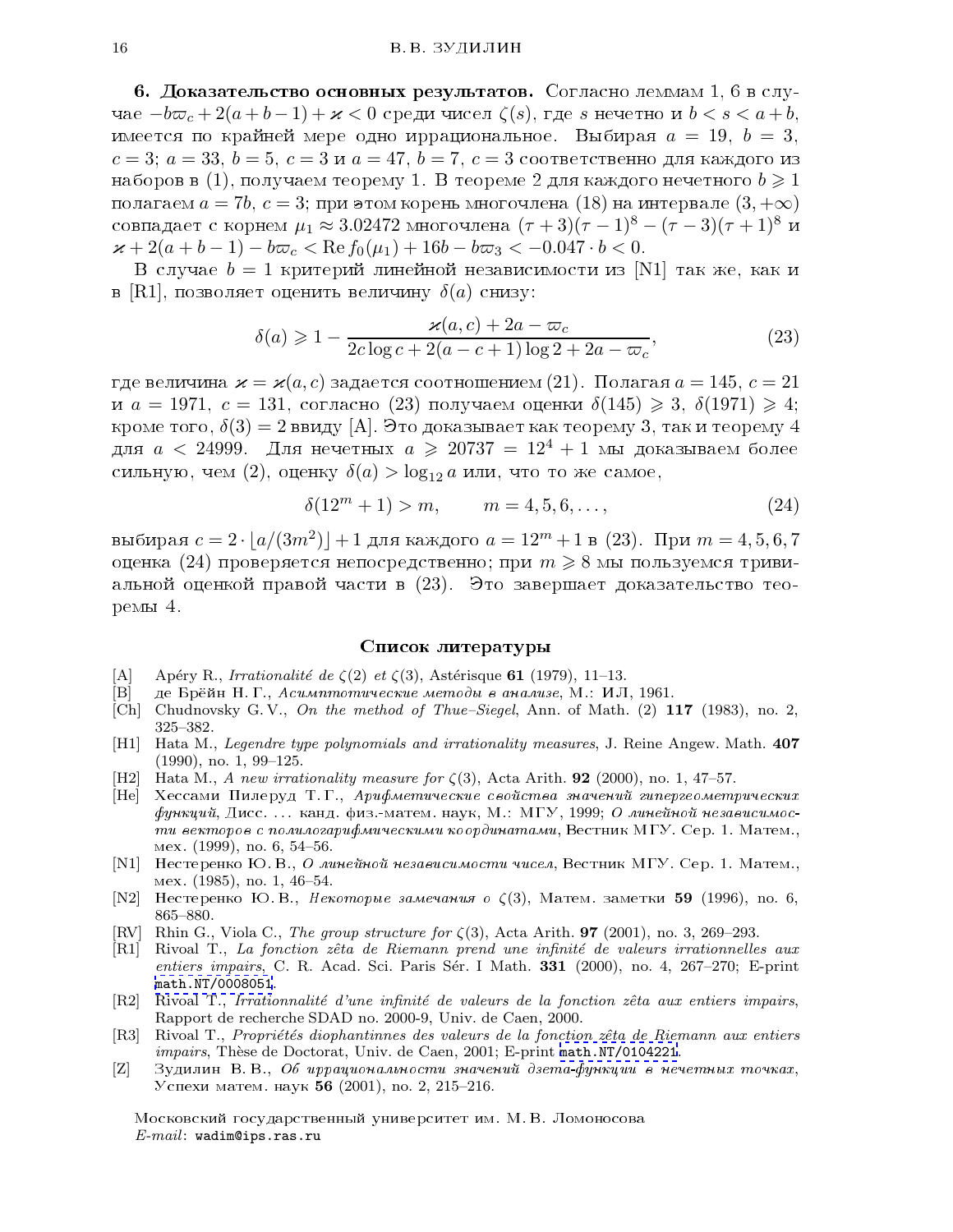**6. Доказательство основных результатов.** Согласно леммам 1, 6 в случае $-b\varpi_c + 2(a+b-1) + \varkappa < 0$ среди чисел $\zeta(s)$, где $s$ нечетно и $b < s < a+b$, имеется по крайней мере одно иррациональное. Выбирая $a = 19$, $b = 3$, $c = 3$; $a = 33$, $b = 5$, $c = 3$ и $a = 47$, $b = 7$, $c = 3$ соответственно для каждого из наборов в (1), получаем теорему 1. В теореме 2 для каждого нечетного $b \geqslant 1$ полагаем $a = 7b$, $c = 3$; при этом корень многочлена (18) на интервале $(3, +\infty)$ совпадает с корнем $\mu_1 \approx 3.02472$ многочлена $(\tau+3)(\tau-1)^8 - (\tau-3)(\tau+1)^8$ и $\varkappa + 2(a+b-1) - b\varpi_c < \operatorname{Re} f_0(\mu_1) + 16b - b\varpi_3 < -0.047 \cdot b < 0$.

В случае $b = 1$ критерий линейной независимости из [N1] так же, как и в [R1], позволяет оценить величину $\delta(a)$ снизу:

$$
\delta(a) \geqslant 1 - \frac{\varkappa(a,c) + 2a - \varpi_c}{2c\log c + 2(a-c+1)\log 2 + 2a - \varpi_c}, \tag{23}
$$

где величина $\varkappa = \varkappa(a,c)$ задается соотношением (21). Полагая $a = 145$, $c = 21$ и $a = 1971$, $c = 131$, согласно (23) получаем оценки $\delta(145) \geqslant 3$, $\delta(1971) \geqslant 4$; кроме того, $\delta(3) = 2$ ввиду [A]. Это доказывает как теорему 3, так и теорему 4 для $a < 24999$. Для нечетных $a \geqslant 20737 = 12^4 + 1$ мы доказываем более сильную, чем (2), оценку $\delta(a) > \log_{12} a$ или, что то же самое,

$$
\delta(12^m + 1) > m, \qquad m = 4, 5, 6, \dots, \tag{24}
$$

выбирая $c = 2 \cdot \lfloor a/(3m^2) \rfloor + 1$ для каждого $a = 12^m + 1$ в (23). При $m = 4, 5, 6, 7$ оценка (24) проверяется непосредственно; при $m \geqslant 8$ мы пользуемся тривиальной оценкой правой части в (23). Это завершает доказательство теоремы 4.

## Список литературы

[A] Apéry R., *Irrationalité de $\zeta(2)$ et $\zeta(3)$*, Astérisque **61** (1979), 11–13.

[B] де Брёйн Н. Г., *Асимптотические методы в анализе*, М.: ИЛ, 1961.

[Ch] Chudnovsky G. V., *On the method of Thue–Siegel*, Ann. of Math. (2) **117** (1983), no. 2, 325–382.

[H1] Hata M., *Legendre type polynomials and irrationality measures*, J. Reine Angew. Math. **407** (1990), no. 1, 99–125.

[H2] Hata M., *A new irrationality measure for $\zeta(3)$*, Acta Arith. **92** (2000), no. 1, 47–57.

[He] Хессами Пилеруд Т. Г., *Арифметические свойства значений гипергеометрических функций*, Дисс. ... канд. физ.-матем. наук, М.: МГУ, 1999; *О линейной независимости векторов с полилогарифмическими координатами*, Вестник МГУ. Сер. 1. Матем., мех. (1999), no. 6, 54–56.

[N1] Нестеренко Ю. В., *О линейной независимости чисел*, Вестник МГУ. Сер. 1. Матем., мех. (1985), no. 1, 46–54.

[N2] Нестеренко Ю. В., *Некоторые замечания о $\zeta(3)$*, Матем. заметки **59** (1996), no. 6, 865–880.

[RV] Rhin G., Viola C., *The group structure for $\zeta(3)$*, Acta Arith. **97** (2001), no. 3, 269–293.

[R1] Rivoal T., *La fonction zêta de Riemann prend une infinité de valeurs irrationnelles aux entiers impairs*, C. R. Acad. Sci. Paris Sér. I Math. **331** (2000), no. 4, 267–270; E-print math.NT/0008051.

[R2] Rivoal T., *Irrationnalité d'une infinité de valeurs de la fonction zêta aux entiers impairs*, Rapport de recherche SDAD no. 2000-9, Univ. de Caen, 2000.

[R3] Rivoal T., *Propriétés diophantinnes des valeurs de la fonction zêta de Riemann aux entiers impairs*, Thèse de Doctorat, Univ. de Caen, 2001; E-print math.NT/0104221.

[Z] Зудилин В. В., *Об иррациональности значений дзета-функции в нечетных точках*, Успехи матем. наук **56** (2001), no. 2, 215–216.

Московский государственный университет им. М. В. Ломоносова
*E-mail*: wadim@ips.ras.ru